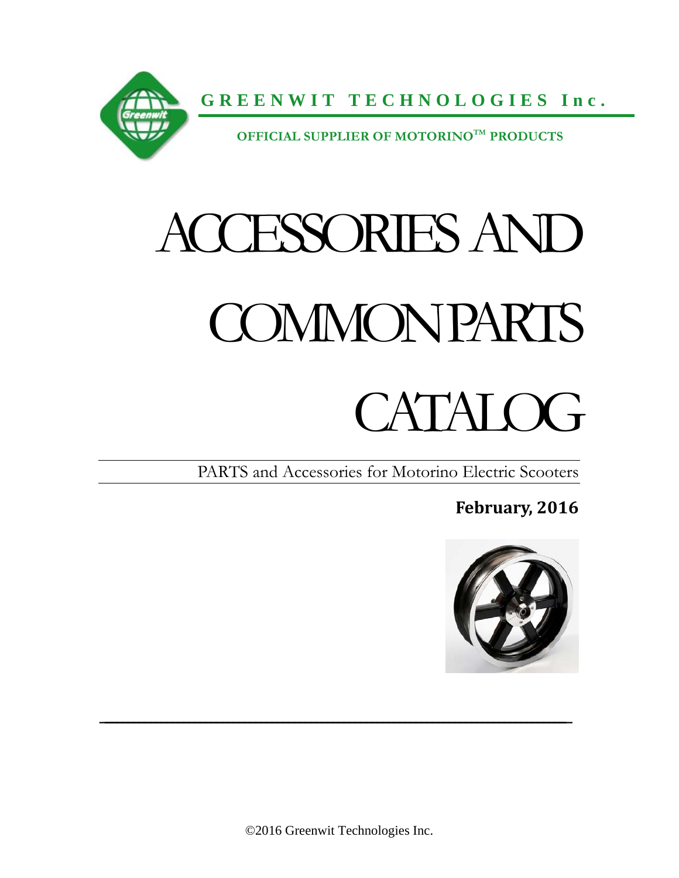**GREENWIT TECHNOLOGIES Inc.**

**OFFICIAL SUPPLIER OF MOTORINO™ PRODUCTS**

# ACCESSORIES AND COMMON PARTS CATALOG

PARTS and Accessories for Motorino Electric Scooters

**February, 2016**

©2016 Greenwit Technologies Inc.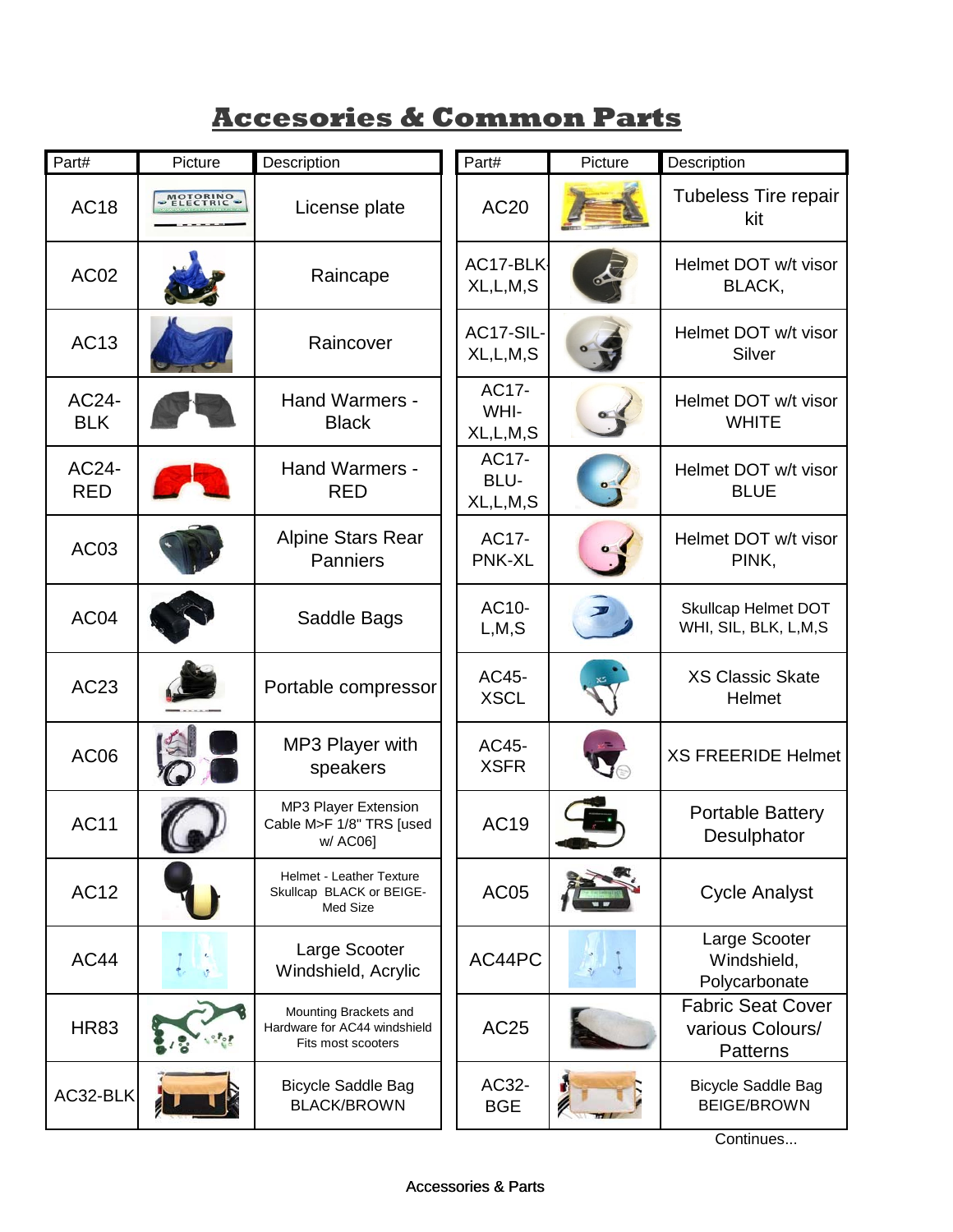# Accesories & Common Parts

| Part# | Picture | Description |
|---|---|---|
| AC18 | | License plate |
| AC02 | | Raincape |
| AC13 | | Raincover |
| AC24-BLK | | Hand Warmers - Black |
| AC24-RED | | Hand Warmers - RED |
| AC03 | | Alpine Stars Rear Panniers |
| AC04 | | Saddle Bags |
| AC23 | | Portable compressor |
| AC06 | | MP3 Player with speakers |
| AC11 | | MP3 Player Extension Cable M>F 1/8" TRS [used w/ AC06] |
| AC12 | | Helmet - Leather Texture Skullcap BLACK or BEIGE-Med Size |
| AC44 | | Large Scooter Windshield, Acrylic |
| HR83 | | Mounting Brackets and Hardware for AC44 windshield Fits most scooters |
| AC32-BLK | | Bicycle Saddle Bag BLACK/BROWN |

| Part# | Picture | Description |
|---|---|---|
| AC20 | | Tubeless Tire repair kit |
| AC17-BLK-XL,L,M,S | | Helmet DOT w/t visor BLACK, |
| AC17-SIL-XL,L,M,S | | Helmet DOT w/t visor Silver |
| AC17-WHI-XL,L,M,S | | Helmet DOT w/t visor WHITE |
| AC17-BLU-XL,L,M,S | | Helmet DOT w/t visor BLUE |
| AC17-PNK-XL | | Helmet DOT w/t visor PINK, |
| AC10-L,M,S | | Skullcap Helmet DOT WHI, SIL, BLK, L,M,S |
| AC45-XSCL | | XS Classic Skate Helmet |
| AC45-XSFR | | XS FREERIDE Helmet |
| AC19 | | Portable Battery Desulphator |
| AC05 | | Cycle Analyst |
| AC44PC | | Large Scooter Windshield, Polycarbonate |
| AC25 | | Fabric Seat Cover various Colours/ Patterns |
| AC32-BGE | | Bicycle Saddle Bag BEIGE/BROWN |

Continues...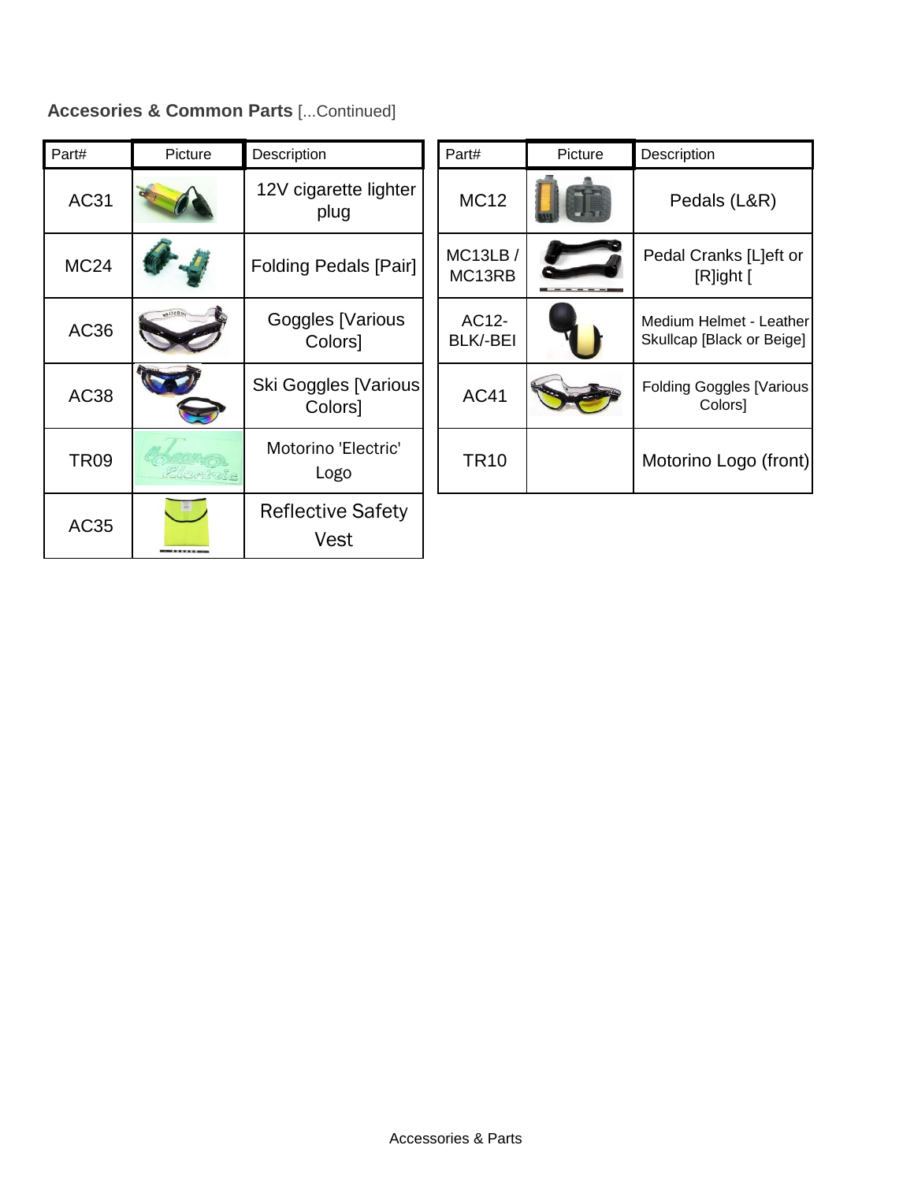**Accesories & Common Parts** [...Continued]

| Part# | Picture | Description |
|---|---|---|
| AC31 | | 12V cigarette lighter plug |
| MC24 | | Folding Pedals [Pair] |
| AC36 | | Goggles [Various Colors] |
| AC38 | | Ski Goggles [Various Colors] |
| TR09 | | Motorino 'Electric' Logo |
| AC35 | | Reflective Safety Vest |

| Part# | Picture | Description |
|---|---|---|
| MC12 | | Pedals (L&R) |
| MC13LB / MC13RB | | Pedal Cranks [L]eft or [R]ight [ |
| AC12-BLK/-BEI | | Medium Helmet - Leather Skullcap [Black or Beige] |
| AC41 | | Folding Goggles [Various Colors] |
| TR10 | | Motorino Logo (front) |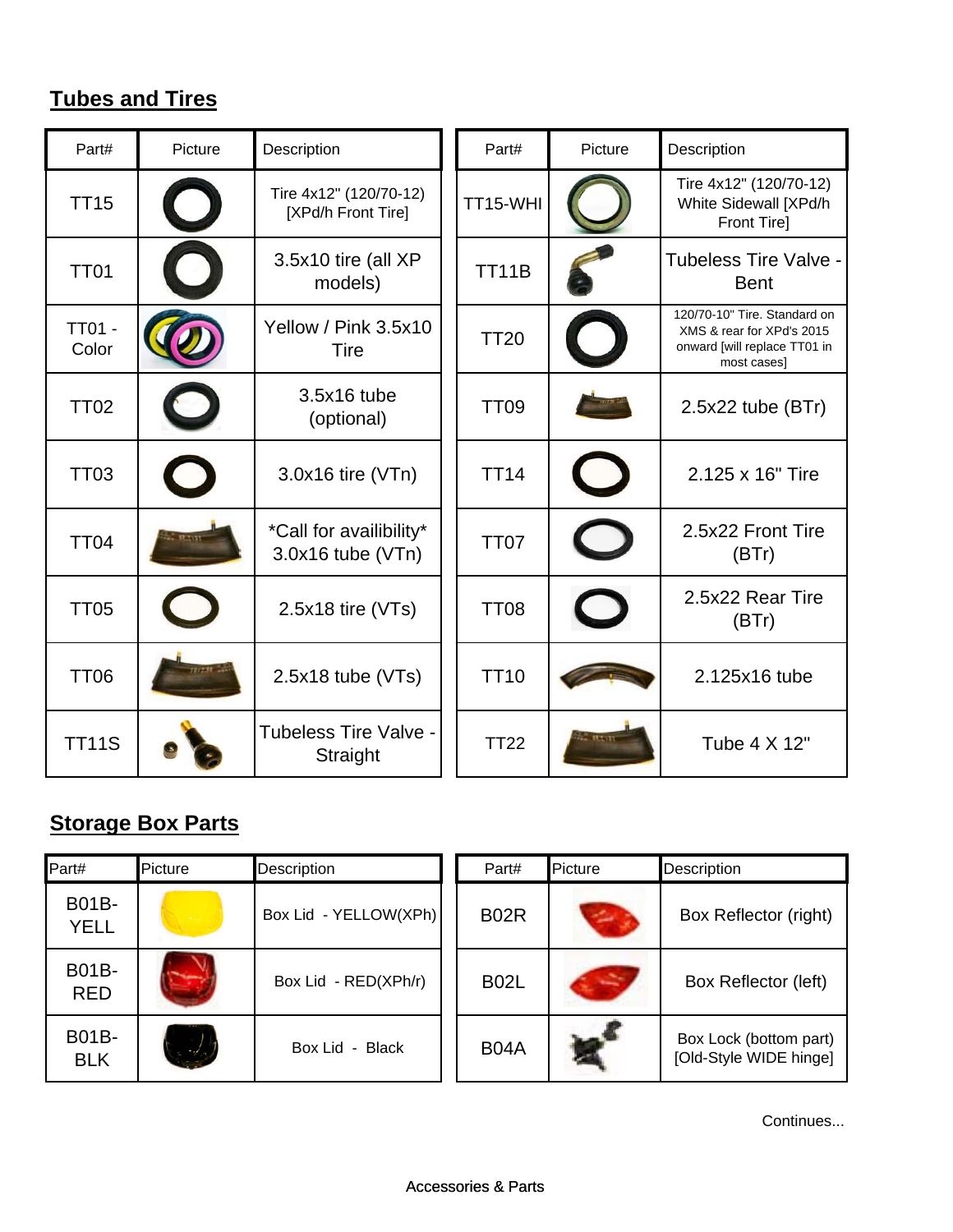## Tubes and Tires

| Part# | Picture | Description | Part# | Picture | Description |
|---|---|---|---|---|---|
| TT15 | | Tire 4x12" (120/70-12) [XPd/h Front Tire] | TT15-WHI | | Tire 4x12" (120/70-12) White Sidewall [XPd/h Front Tire] |
| TT01 | | 3.5x10 tire (all XP models) | TT11B | | Tubeless Tire Valve - Bent |
| TT01 - Color | | Yellow / Pink 3.5x10 Tire | TT20 | | 120/70-10" Tire. Standard on XMS & rear for XPd's 2015 onward [will replace TT01 in most cases] |
| TT02 | | 3.5x16 tube (optional) | TT09 | | 2.5x22 tube (BTr) |
| TT03 | | 3.0x16 tire (VTn) | TT14 | | 2.125 x 16" Tire |
| TT04 | | *Call for availibility* 3.0x16 tube (VTn) | TT07 | | 2.5x22 Front Tire (BTr) |
| TT05 | | 2.5x18 tire (VTs) | TT08 | | 2.5x22 Rear Tire (BTr) |
| TT06 | | 2.5x18 tube (VTs) | TT10 | | 2.125x16 tube |
| TT11S | | Tubeless Tire Valve - Straight | TT22 | | Tube 4 X 12" |

## Storage Box Parts

| Part# | Picture | Description | Part# | Picture | Description |
|---|---|---|---|---|---|
| B01B-YELL | | Box Lid - YELLOW(XPh) | B02R | | Box Reflector (right) |
| B01B-RED | | Box Lid - RED(XPh/r) | B02L | | Box Reflector (left) |
| B01B-BLK | | Box Lid - Black | B04A | | Box Lock (bottom part) [Old-Style WIDE hinge] |

Continues...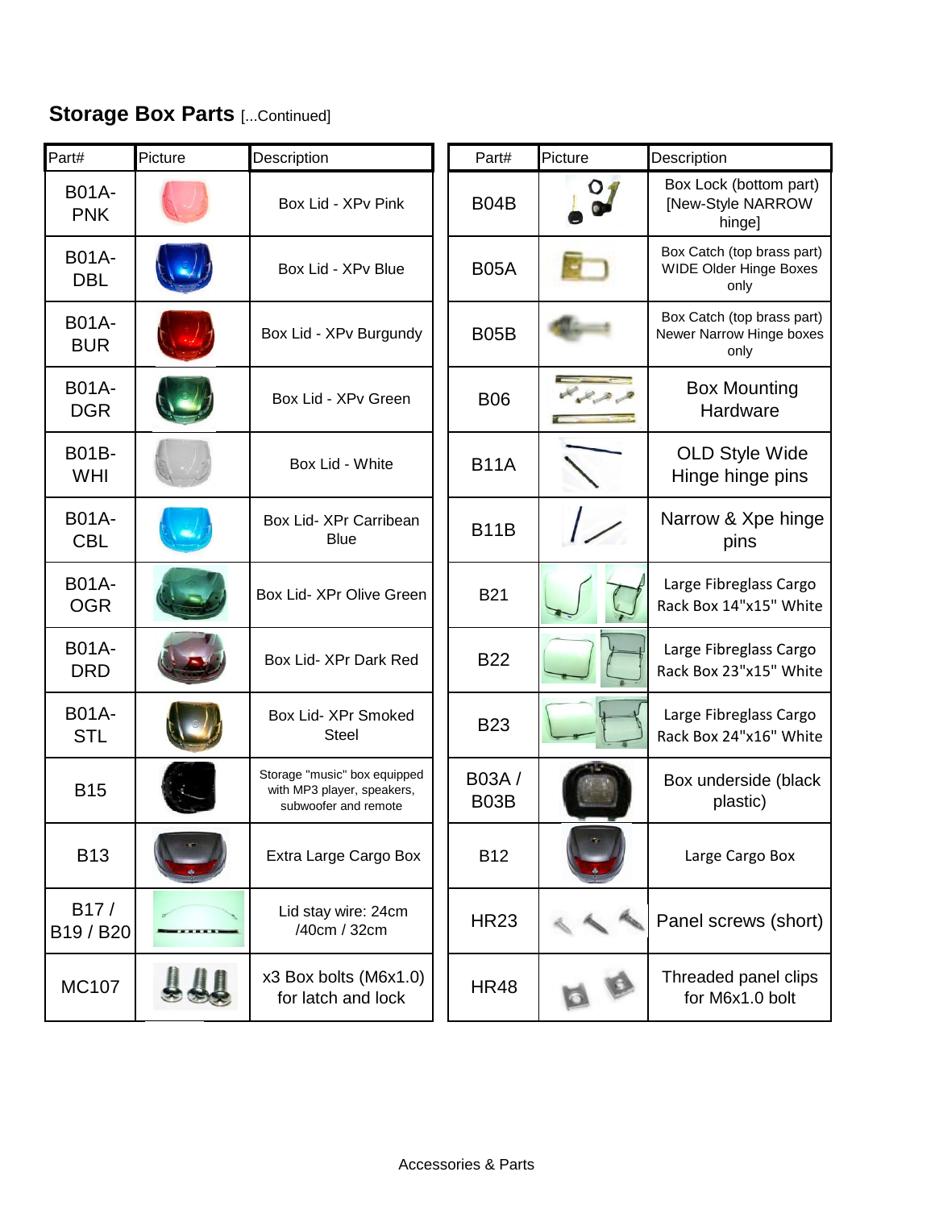## Storage Box Parts [...Continued]

| Part# | Picture | Description |
|---|---|---|
| B01A-PNK | | Box Lid - XPv Pink |
| B01A-DBL | | Box Lid - XPv Blue |
| B01A-BUR | | Box Lid - XPv Burgundy |
| B01A-DGR | | Box Lid - XPv Green |
| B01B-WHI | | Box Lid - White |
| B01A-CBL | | Box Lid- XPr Carribean Blue |
| B01A-OGR | | Box Lid- XPr Olive Green |
| B01A-DRD | | Box Lid- XPr Dark Red |
| B01A-STL | | Box Lid- XPr Smoked Steel |
| B15 | | Storage "music" box equipped with MP3 player, speakers, subwoofer and remote |
| B13 | | Extra Large Cargo Box |
| B17 / B19 / B20 | | Lid stay wire: 24cm /40cm / 32cm |
| MC107 | | x3 Box bolts (M6x1.0) for latch and lock |

| Part# | Picture | Description |
|---|---|---|
| B04B | | Box Lock (bottom part) [New-Style NARROW hinge] |
| B05A | | Box Catch (top brass part) WIDE Older Hinge Boxes only |
| B05B | | Box Catch (top brass part) Newer Narrow Hinge boxes only |
| B06 | | Box Mounting Hardware |
| B11A | | OLD Style Wide Hinge hinge pins |
| B11B | | Narrow & Xpe hinge pins |
| B21 | | Large Fibreglass Cargo Rack Box 14"x15" White |
| B22 | | Large Fibreglass Cargo Rack Box 23"x15" White |
| B23 | | Large Fibreglass Cargo Rack Box 24"x16" White |
| B03A / B03B | | Box underside (black plastic) |
| B12 | | Large Cargo Box |
| HR23 | | Panel screws (short) |
| HR48 | | Threaded panel clips for M6x1.0 bolt |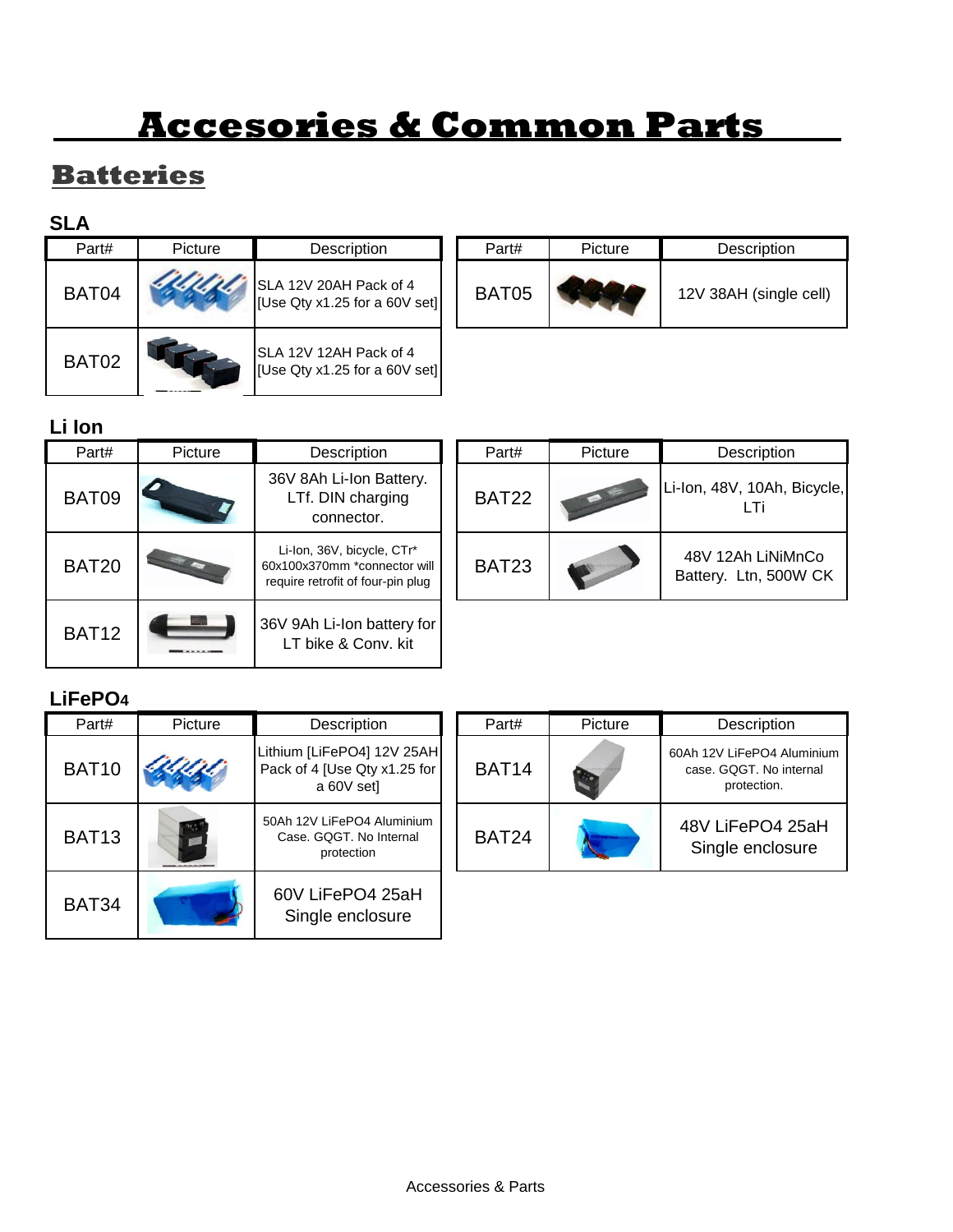# Accesories & Common Parts

## Batteries

### SLA

| Part# | Picture | Description |
|---|---|---|
| BAT04 | | SLA 12V 20AH Pack of 4 [Use Qty x1.25 for a 60V set] |
| BAT02 | | SLA 12V 12AH Pack of 4 [Use Qty x1.25 for a 60V set] |
| BAT05 | | 12V 38AH (single cell) |

### Li Ion

| Part# | Picture | Description |
|---|---|---|
| BAT09 | | 36V 8Ah Li-Ion Battery. LTf. DIN charging connector. |
| BAT20 | | Li-Ion, 36V, bicycle, CTr* 60x100x370mm *connector will require retrofit of four-pin plug |
| BAT12 | | 36V 9Ah Li-Ion battery for LT bike & Conv. kit |
| BAT22 | | Li-Ion, 48V, 10Ah, Bicycle, LTi |
| BAT23 | | 48V 12Ah LiNiMnCo Battery. Ltn, 500W CK |

### LiFePO4

| Part# | Picture | Description |
|---|---|---|
| BAT10 | | Lithium [LiFePO4] 12V 25AH Pack of 4 [Use Qty x1.25 for a 60V set] |
| BAT13 | | 50Ah 12V LiFePO4 Aluminium Case. GQGT. No Internal protection |
| BAT34 | | 60V LiFePO4 25aH Single enclosure |
| BAT14 | | 60Ah 12V LiFePO4 Aluminium case. GQGT. No internal protection. |
| BAT24 | | 48V LiFePO4 25aH Single enclosure |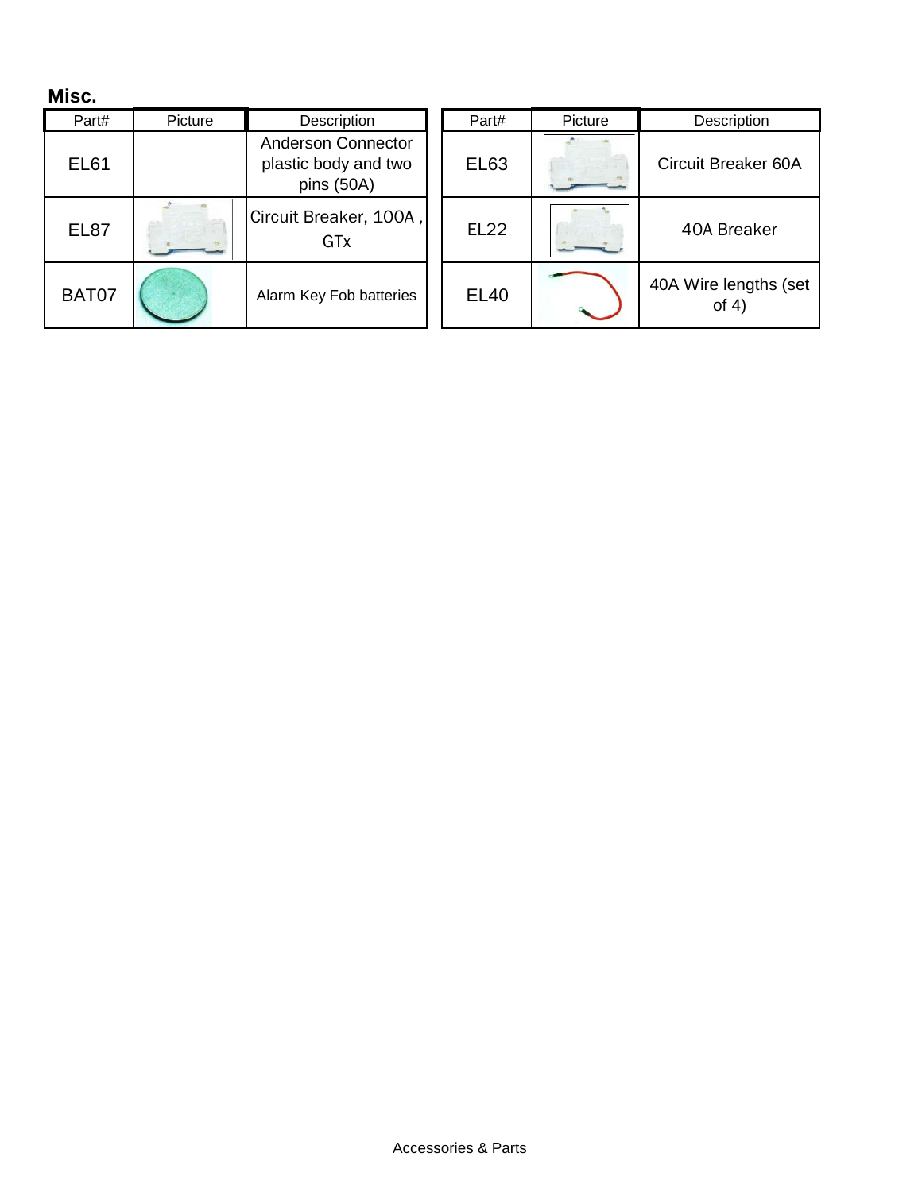## Misc.

| Part# | Picture | Description | Part# | Picture | Description |
|---|---|---|---|---|---|
| EL61 | | Anderson Connector plastic body and two pins (50A) | EL63 | | Circuit Breaker 60A |
| EL87 | | Circuit Breaker, 100A , GTx | EL22 | | 40A Breaker |
| BAT07 | | Alarm Key Fob batteries | EL40 | | 40A Wire lengths (set of 4) |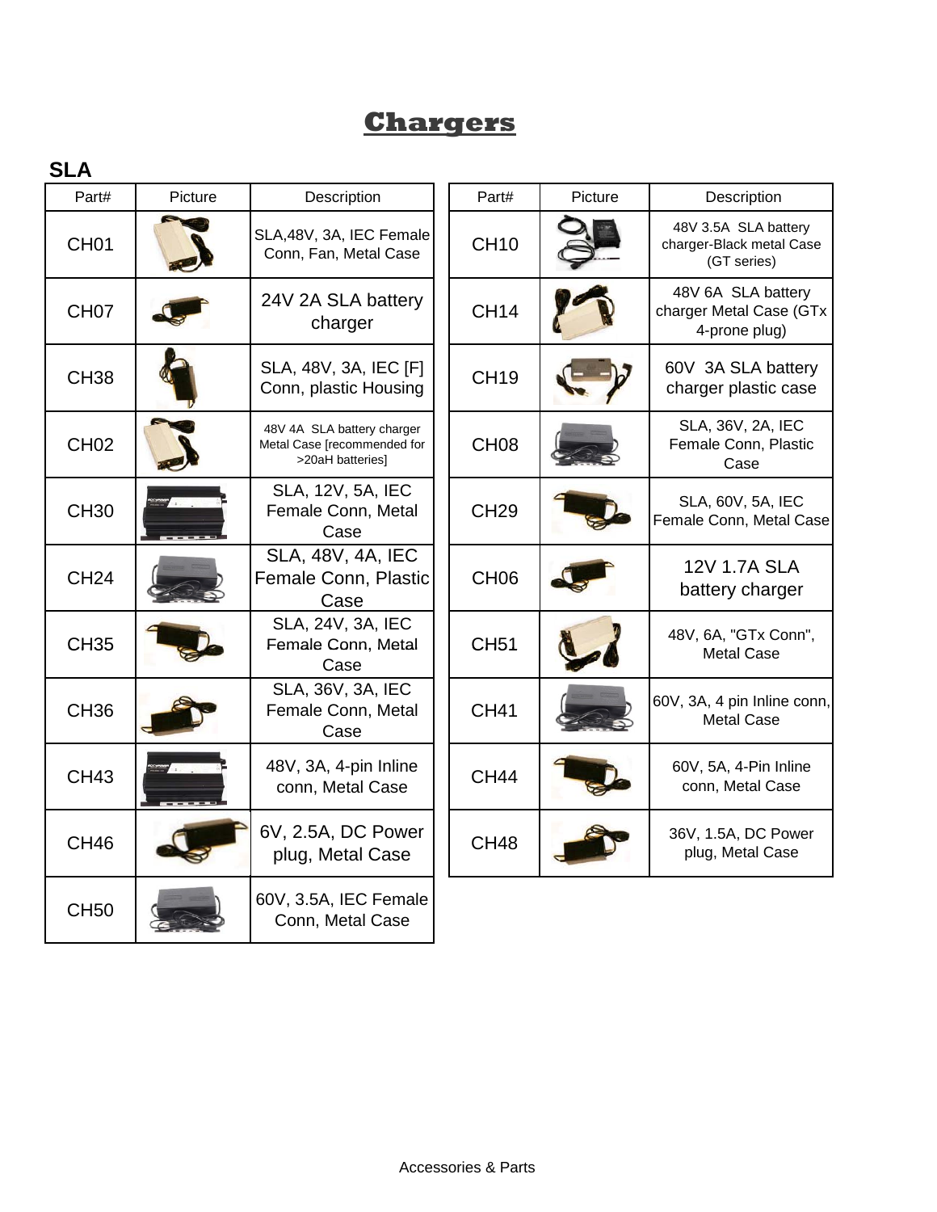# Chargers

## SLA

| Part# | Picture | Description |
|---|---|---|
| CH01 | | SLA,48V, 3A, IEC Female Conn, Fan, Metal Case |
| CH07 | | 24V 2A SLA battery charger |
| CH38 | | SLA, 48V, 3A, IEC [F] Conn, plastic Housing |
| CH02 | | 48V 4A SLA battery charger Metal Case [recommended for >20aH batteries] |
| CH30 | | SLA, 12V, 5A, IEC Female Conn, Metal Case |
| CH24 | | SLA, 48V, 4A, IEC Female Conn, Plastic Case |
| CH35 | | SLA, 24V, 3A, IEC Female Conn, Metal Case |
| CH36 | | SLA, 36V, 3A, IEC Female Conn, Metal Case |
| CH43 | | 48V, 3A, 4-pin Inline conn, Metal Case |
| CH46 | | 6V, 2.5A, DC Power plug, Metal Case |
| CH50 | | 60V, 3.5A, IEC Female Conn, Metal Case |

| Part# | Picture | Description |
|---|---|---|
| CH10 | | 48V 3.5A SLA battery charger-Black metal Case (GT series) |
| CH14 | | 48V 6A SLA battery charger Metal Case (GTx 4-prone plug) |
| CH19 | | 60V 3A SLA battery charger plastic case |
| CH08 | | SLA, 36V, 2A, IEC Female Conn, Plastic Case |
| CH29 | | SLA, 60V, 5A, IEC Female Conn, Metal Case |
| CH06 | | 12V 1.7A SLA battery charger |
| CH51 | | 48V, 6A, "GTx Conn", Metal Case |
| CH41 | | 60V, 3A, 4 pin Inline conn, Metal Case |
| CH44 | | 60V, 5A, 4-Pin Inline conn, Metal Case |
| CH48 | | 36V, 1.5A, DC Power plug, Metal Case |

Accessories & Parts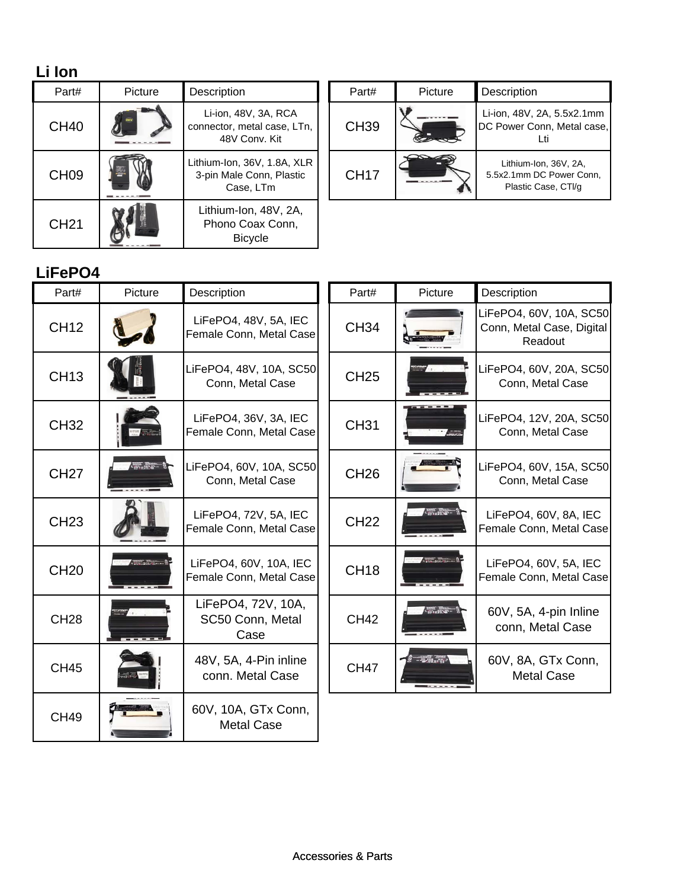## Li Ion

| Part# | Picture | Description | Part# | Picture | Description |
|---|---|---|---|---|---|
| CH40 | | Li-ion, 48V, 3A, RCA connector, metal case, LTn, 48V Conv. Kit | CH39 | | Li-ion, 48V, 2A, 5.5x2.1mm DC Power Conn, Metal case, Lti |
| CH09 | | Lithium-Ion, 36V, 1.8A, XLR 3-pin Male Conn, Plastic Case, LTm | CH17 | | Lithium-Ion, 36V, 2A, 5.5x2.1mm DC Power Conn, Plastic Case, CTl/g |
| CH21 | | Lithium-Ion, 48V, 2A, Phono Coax Conn, Bicycle | | | |

## LiFePO4

| Part# | Picture | Description | Part# | Picture | Description |
|---|---|---|---|---|---|
| CH12 | | LiFePO4, 48V, 5A, IEC Female Conn, Metal Case | CH34 | | LiFePO4, 60V, 10A, SC50 Conn, Metal Case, Digital Readout |
| CH13 | | LiFePO4, 48V, 10A, SC50 Conn, Metal Case | CH25 | | LiFePO4, 60V, 20A, SC50 Conn, Metal Case |
| CH32 | | LiFePO4, 36V, 3A, IEC Female Conn, Metal Case | CH31 | | LiFePO4, 12V, 20A, SC50 Conn, Metal Case |
| CH27 | | LiFePO4, 60V, 10A, SC50 Conn, Metal Case | CH26 | | LiFePO4, 60V, 15A, SC50 Conn, Metal Case |
| CH23 | | LiFePO4, 72V, 5A, IEC Female Conn, Metal Case | CH22 | | LiFePO4, 60V, 8A, IEC Female Conn, Metal Case |
| CH20 | | LiFePO4, 60V, 10A, IEC Female Conn, Metal Case | CH18 | | LiFePO4, 60V, 5A, IEC Female Conn, Metal Case |
| CH28 | | LiFePO4, 72V, 10A, SC50 Conn, Metal Case | CH42 | | 60V, 5A, 4-pin Inline conn, Metal Case |
| CH45 | | 48V, 5A, 4-Pin inline conn. Metal Case | CH47 | | 60V, 8A, GTx Conn, Metal Case |
| CH49 | | 60V, 10A, GTx Conn, Metal Case | | | |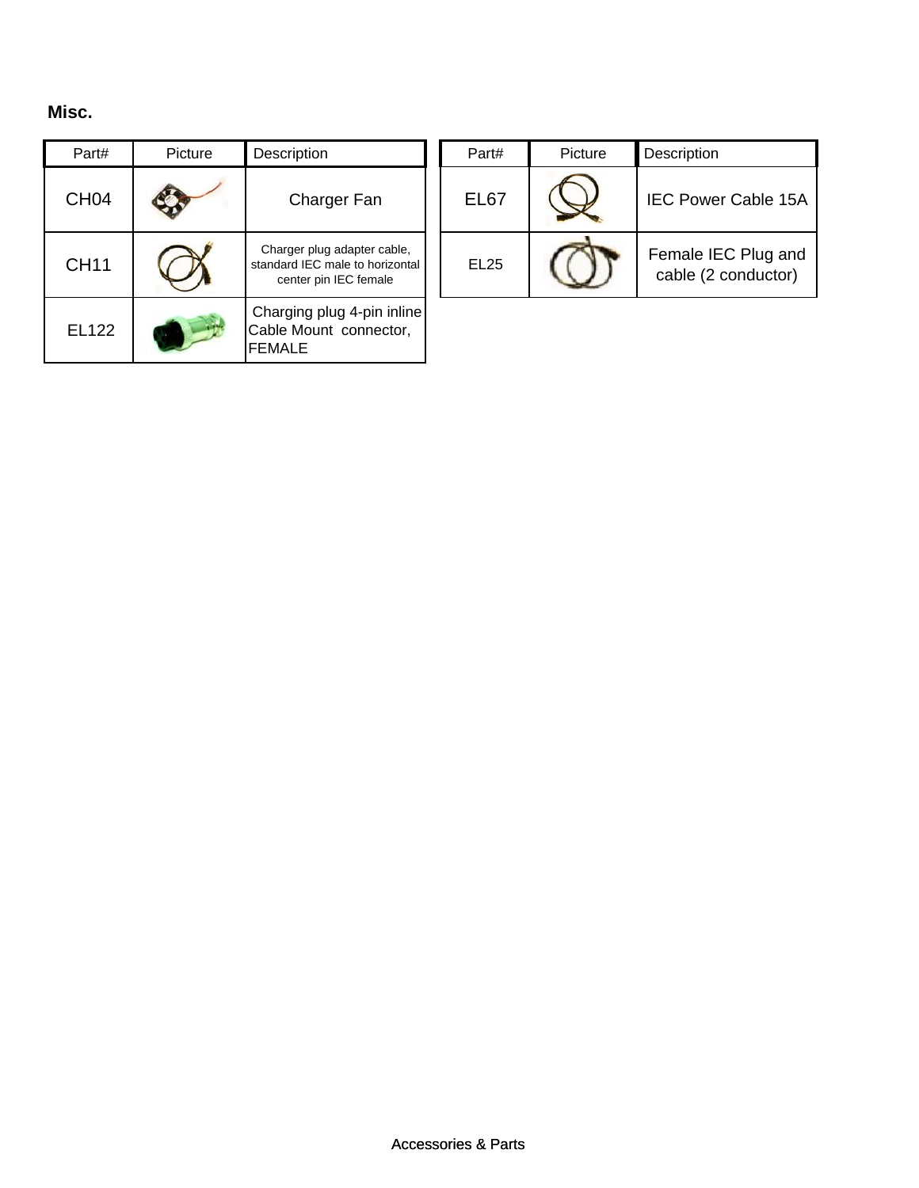## Misc.

| Part# | Picture | Description |
|---|---|---|
| CH04 | | Charger Fan |
| CH11 | | Charger plug adapter cable, standard IEC male to horizontal center pin IEC female |
| EL122 | | Charging plug 4-pin inline Cable Mount connector, FEMALE |

| Part# | Picture | Description |
|---|---|---|
| EL67 | | IEC Power Cable 15A |
| EL25 | | Female IEC Plug and cable (2 conductor) |